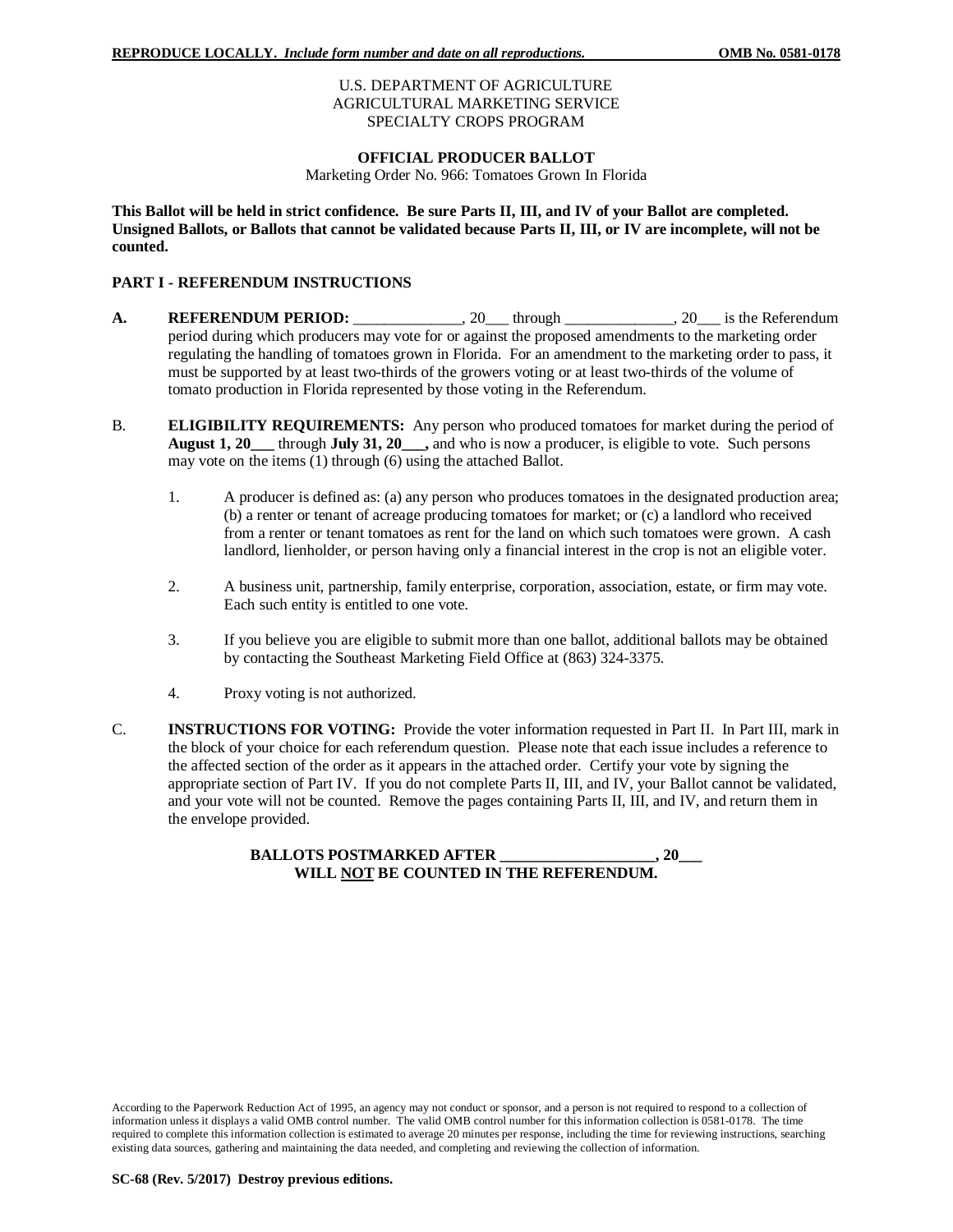REPRODUCE LOCALLY. *Include form number and date on all reproductions.* OMB No. 0581-0178

U.S. DEPARTMENT OF AGRICULTURE
AGRICULTURAL MARKETING SERVICE
SPECIALTY CROPS PROGRAM

**OFFICIAL PRODUCER BALLOT**

Marketing Order No. 966: Tomatoes Grown In Florida

**This Ballot will be held in strict confidence. Be sure Parts II, III, and IV of your Ballot are completed. Unsigned Ballots, or Ballots that cannot be validated because Parts II, III, or IV are incomplete, will not be counted.**

## PART I - REFERENDUM INSTRUCTIONS

**A. REFERENDUM PERIOD:** ______________, 20___ through ______________, 20___ is the Referendum period during which producers may vote for or against the proposed amendments to the marketing order regulating the handling of tomatoes grown in Florida. For an amendment to the marketing order to pass, it must be supported by at least two-thirds of the growers voting or at least two-thirds of the volume of tomato production in Florida represented by those voting in the Referendum.

B. **ELIGIBILITY REQUIREMENTS:** Any person who produced tomatoes for market during the period of **August 1, 20___** through **July 31, 20___,** and who is now a producer, is eligible to vote. Such persons may vote on the items (1) through (6) using the attached Ballot.

1. A producer is defined as: (a) any person who produces tomatoes in the designated production area; (b) a renter or tenant of acreage producing tomatoes for market; or (c) a landlord who received from a renter or tenant tomatoes as rent for the land on which such tomatoes were grown. A cash landlord, lienholder, or person having only a financial interest in the crop is not an eligible voter.

2. A business unit, partnership, family enterprise, corporation, association, estate, or firm may vote. Each such entity is entitled to one vote.

3. If you believe you are eligible to submit more than one ballot, additional ballots may be obtained by contacting the Southeast Marketing Field Office at (863) 324-3375.

4. Proxy voting is not authorized.

C. **INSTRUCTIONS FOR VOTING:** Provide the voter information requested in Part II. In Part III, mark in the block of your choice for each referendum question. Please note that each issue includes a reference to the affected section of the order as it appears in the attached order. Certify your vote by signing the appropriate section of Part IV. If you do not complete Parts II, III, and IV, your Ballot cannot be validated, and your vote will not be counted. Remove the pages containing Parts II, III, and IV, and return them in the envelope provided.

**BALLOTS POSTMARKED AFTER ___________________, 20___**
**WILL <u>NOT</u> BE COUNTED IN THE REFERENDUM.**

According to the Paperwork Reduction Act of 1995, an agency may not conduct or sponsor, and a person is not required to respond to a collection of information unless it displays a valid OMB control number. The valid OMB control number for this information collection is 0581-0178. The time required to complete this information collection is estimated to average 20 minutes per response, including the time for reviewing instructions, searching existing data sources, gathering and maintaining the data needed, and completing and reviewing the collection of information.

**SC-68 (Rev. 5/2017) Destroy previous editions.**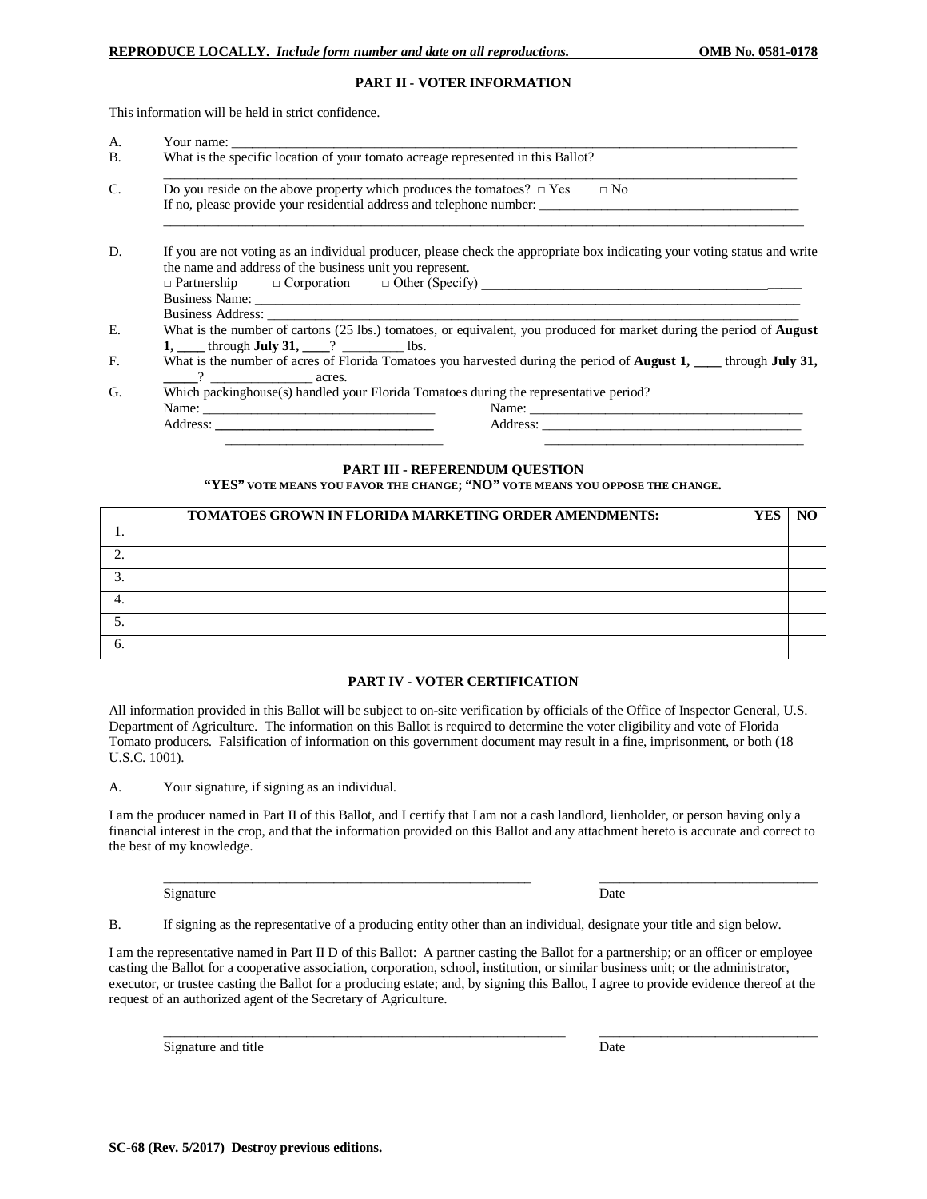**REPRODUCE LOCALLY.** ***Include form number and date on all reproductions.*** **OMB No. 0581-0178**

## PART II - VOTER INFORMATION

This information will be held in strict confidence.

A. Your name: ______________________________________________________________________________

B. What is the specific location of your tomato acreage represented in this Ballot?

______________________________________________________________________________

C. Do you reside on the above property which produces the tomatoes? □ Yes □ No

If no, please provide your residential address and telephone number: ________________________________

______________________________________________________________________________

D. If you are not voting as an individual producer, please check the appropriate box indicating your voting status and write the name and address of the business unit you represent.

□ Partnership □ Corporation □ Other (Specify) ________________________________________

Business Name: ______________________________________________________________________

Business Address: ____________________________________________________________________

E. What is the number of cartons (25 lbs.) tomatoes, or equivalent, you produced for market during the period of **August 1, ____** through **July 31, ____**? _________ lbs.

F. What is the number of acres of Florida Tomatoes you harvested during the period of **August 1, ____** through **July 31, _____**? _______________ acres.

G. Which packinghouse(s) handled your Florida Tomatoes during the representative period?

Name: ________________________________ Name: ______________________________________

Address: ______________________________ Address: ____________________________________

________________________________ ______________________________________

## PART III - REFERENDUM QUESTION

**"YES" VOTE MEANS YOU FAVOR THE CHANGE; "NO" VOTE MEANS YOU OPPOSE THE CHANGE.**

| TOMATOES GROWN IN FLORIDA MARKETING ORDER AMENDMENTS: | YES | NO |
|---|---|---|
| 1. | | |
| 2. | | |
| 3. | | |
| 4. | | |
| 5. | | |
| 6. | | |

## PART IV - VOTER CERTIFICATION

All information provided in this Ballot will be subject to on-site verification by officials of the Office of Inspector General, U.S. Department of Agriculture. The information on this Ballot is required to determine the voter eligibility and vote of Florida Tomato producers. Falsification of information on this government document may result in a fine, imprisonment, or both (18 U.S.C. 1001).

A. Your signature, if signing as an individual.

I am the producer named in Part II of this Ballot, and I certify that I am not a cash landlord, lienholder, or person having only a financial interest in the crop, and that the information provided on this Ballot and any attachment hereto is accurate and correct to the best of my knowledge.

_______________________________________________ ______________________________

Signature Date

B. If signing as the representative of a producing entity other than an individual, designate your title and sign below.

I am the representative named in Part II D of this Ballot: A partner casting the Ballot for a partnership; or an officer or employee casting the Ballot for a cooperative association, corporation, school, institution, or similar business unit; or the administrator, executor, or trustee casting the Ballot for a producing estate; and, by signing this Ballot, I agree to provide evidence thereof at the request of an authorized agent of the Secretary of Agriculture.

_______________________________________________ ______________________________

Signature and title Date

**SC-68 (Rev. 5/2017) Destroy previous editions.**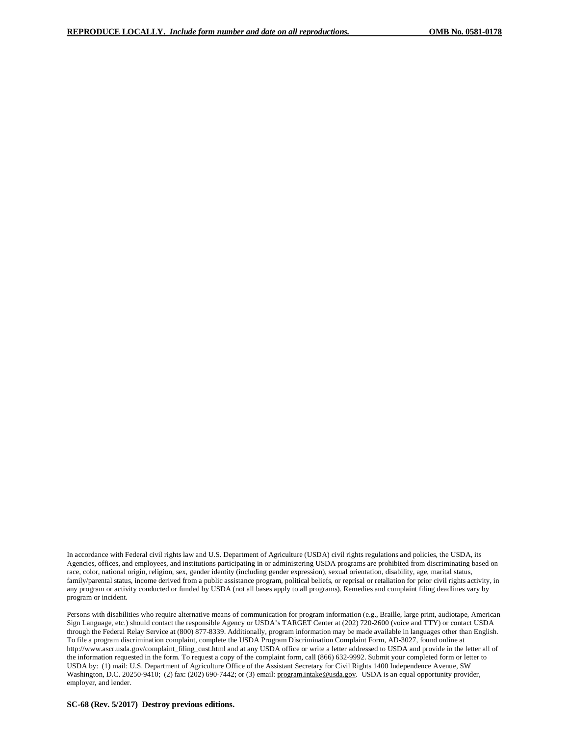**REPRODUCE LOCALLY.** ***Include form number and date on all reproductions.*** **OMB No. 0581-0178**

In accordance with Federal civil rights law and U.S. Department of Agriculture (USDA) civil rights regulations and policies, the USDA, its Agencies, offices, and employees, and institutions participating in or administering USDA programs are prohibited from discriminating based on race, color, national origin, religion, sex, gender identity (including gender expression), sexual orientation, disability, age, marital status, family/parental status, income derived from a public assistance program, political beliefs, or reprisal or retaliation for prior civil rights activity, in any program or activity conducted or funded by USDA (not all bases apply to all programs). Remedies and complaint filing deadlines vary by program or incident.

Persons with disabilities who require alternative means of communication for program information (e.g., Braille, large print, audiotape, American Sign Language, etc.) should contact the responsible Agency or USDA's TARGET Center at (202) 720-2600 (voice and TTY) or contact USDA through the Federal Relay Service at (800) 877-8339. Additionally, program information may be made available in languages other than English. To file a program discrimination complaint, complete the USDA Program Discrimination Complaint Form, AD-3027, found online at http://www.ascr.usda.gov/complaint_filing_cust.html and at any USDA office or write a letter addressed to USDA and provide in the letter all of the information requested in the form. To request a copy of the complaint form, call (866) 632-9992. Submit your completed form or letter to USDA by: (1) mail: U.S. Department of Agriculture Office of the Assistant Secretary for Civil Rights 1400 Independence Avenue, SW Washington, D.C. 20250-9410; (2) fax: (202) 690-7442; or (3) email: program.intake@usda.gov. USDA is an equal opportunity provider, employer, and lender.

**SC-68 (Rev. 5/2017) Destroy previous editions.**